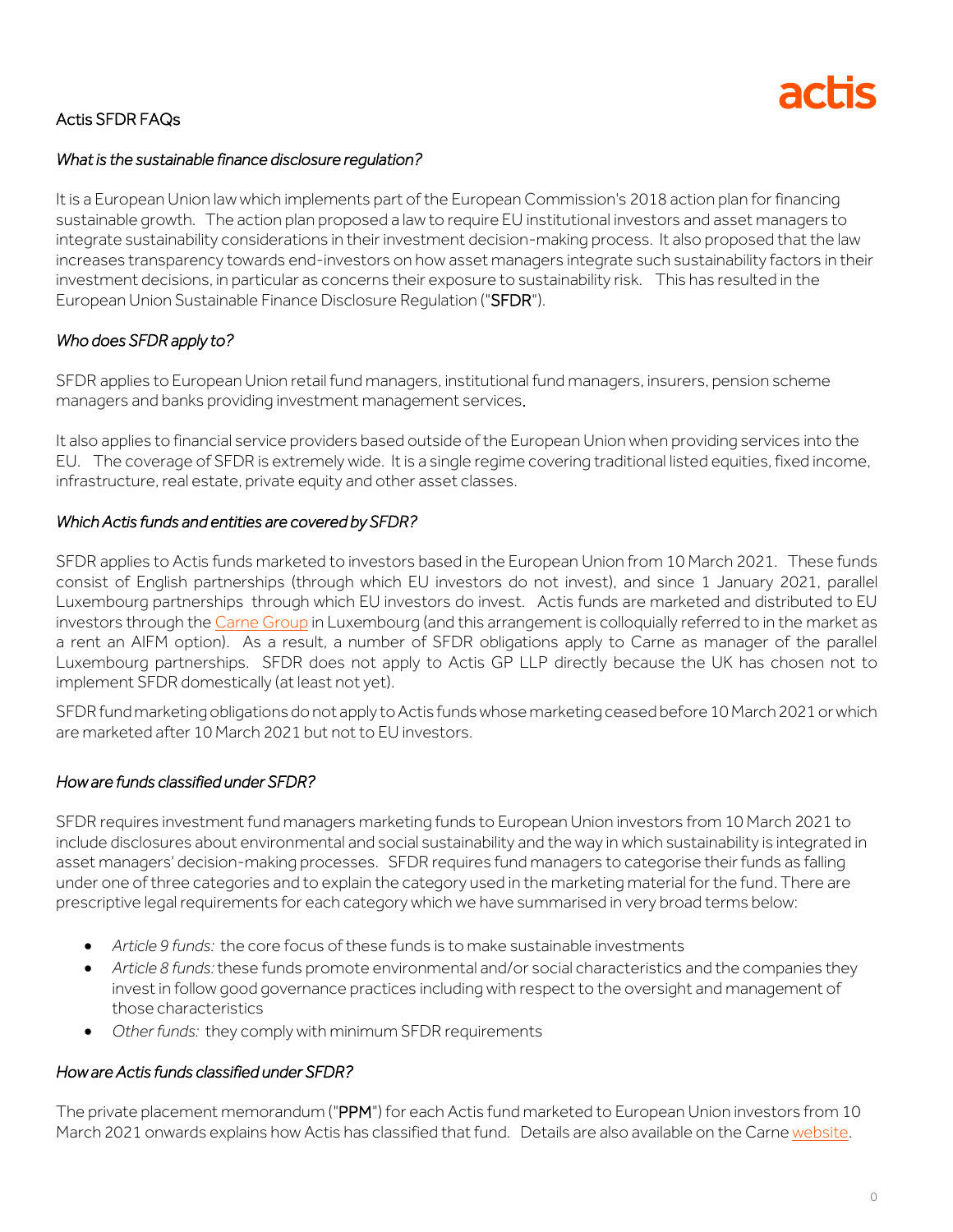# Actis SFDR FAQs

### *What is the sustainable finance disclosure regulation?*

It is a European Union law which implements part of the European Commission's 2018 action plan for financing sustainable growth. The action plan proposed a law to require EU institutional investors and asset managers to integrate sustainability considerations in their investment decision-making process. It also proposed that the law increases transparency towards end-investors on how asset managers integrate such sustainability factors in their investment decisions, in particular as concerns their exposure to sustainability risk. This has resulted in the European Union Sustainable Finance Disclosure Regulation ("**SFDR**").

### *Who does SFDR apply to?*

SFDR applies to European Union retail fund managers, institutional fund managers, insurers, pension scheme managers and banks providing investment management services.

It also applies to financial service providers based outside of the European Union when providing services into the EU. The coverage of SFDR is extremely wide. It is a single regime covering traditional listed equities, fixed income, infrastructure, real estate, private equity and other asset classes.

### *Which Actis funds and entities are covered by SFDR?*

SFDR applies to Actis funds marketed to investors based in the European Union from 10 March 2021. These funds consist of English partnerships (through which EU investors do not invest), and since 1 January 2021, parallel Luxembourg partnerships through which EU investors do invest. Actis funds are marketed and distributed to EU investors through the Carne Group in Luxembourg (and this arrangement is colloquially referred to in the market as a rent an AIFM option). As a result, a number of SFDR obligations apply to Carne as manager of the parallel Luxembourg partnerships. SFDR does not apply to Actis GP LLP directly because the UK has chosen not to implement SFDR domestically (at least not yet).

SFDR fund marketing obligations do not apply to Actis funds whose marketing ceased before 10 March 2021 or which are marketed after 10 March 2021 but not to EU investors.

### *How are funds classified under SFDR?*

SFDR requires investment fund managers marketing funds to European Union investors from 10 March 2021 to include disclosures about environmental and social sustainability and the way in which sustainability is integrated in asset managers' decision-making processes. SFDR requires fund managers to categorise their funds as falling under one of three categories and to explain the category used in the marketing material for the fund. There are prescriptive legal requirements for each category which we have summarised in very broad terms below:

- *Article 9 funds:* the core focus of these funds is to make sustainable investments
- *Article 8 funds:* these funds promote environmental and/or social characteristics and the companies they invest in follow good governance practices including with respect to the oversight and management of those characteristics
- *Other funds:* they comply with minimum SFDR requirements

### *How are Actis funds classified under SFDR?*

The private placement memorandum ("**PPM**") for each Actis fund marketed to European Union investors from 10 March 2021 onwards explains how Actis has classified that fund. Details are also available on the Carne website.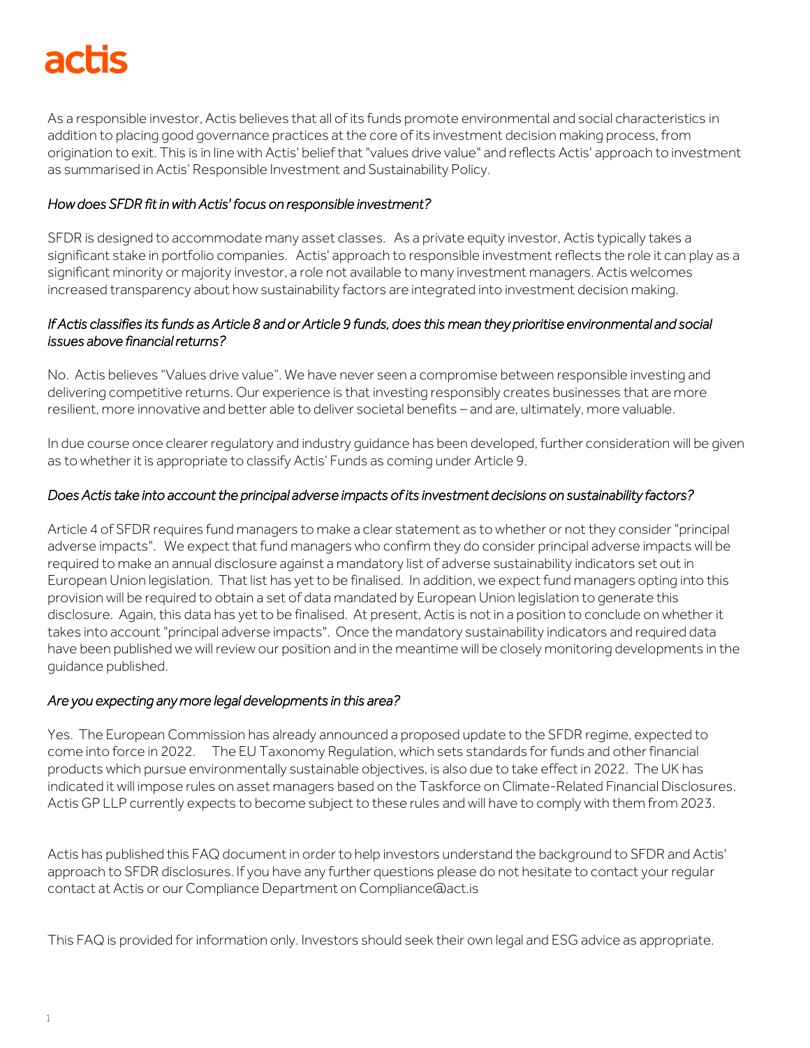actis

As a responsible investor, Actis believes that all of its funds promote environmental and social characteristics in addition to placing good governance practices at the core of its investment decision making process, from origination to exit. This is in line with Actis' belief that "values drive value" and reflects Actis' approach to investment as summarised in Actis' Responsible Investment and Sustainability Policy.

*How does SFDR fit in with Actis' focus on responsible investment?*

SFDR is designed to accommodate many asset classes. As a private equity investor, Actis typically takes a significant stake in portfolio companies. Actis' approach to responsible investment reflects the role it can play as a significant minority or majority investor, a role not available to many investment managers. Actis welcomes increased transparency about how sustainability factors are integrated into investment decision making.

*If Actis classifies its funds as Article 8 and or Article 9 funds, does this mean they prioritise environmental and social issues above financial returns?*

No. Actis believes "Values drive value". We have never seen a compromise between responsible investing and delivering competitive returns. Our experience is that investing responsibly creates businesses that are more resilient, more innovative and better able to deliver societal benefits – and are, ultimately, more valuable.

In due course once clearer regulatory and industry guidance has been developed, further consideration will be given as to whether it is appropriate to classify Actis' Funds as coming under Article 9.

*Does Actis take into account the principal adverse impacts of its investment decisions on sustainability factors?*

Article 4 of SFDR requires fund managers to make a clear statement as to whether or not they consider "principal adverse impacts". We expect that fund managers who confirm they do consider principal adverse impacts will be required to make an annual disclosure against a mandatory list of adverse sustainability indicators set out in European Union legislation. That list has yet to be finalised. In addition, we expect fund managers opting into this provision will be required to obtain a set of data mandated by European Union legislation to generate this disclosure. Again, this data has yet to be finalised. At present, Actis is not in a position to conclude on whether it takes into account "principal adverse impacts". Once the mandatory sustainability indicators and required data have been published we will review our position and in the meantime will be closely monitoring developments in the guidance published.

*Are you expecting any more legal developments in this area?*

Yes. The European Commission has already announced a proposed update to the SFDR regime, expected to come into force in 2022. The EU Taxonomy Regulation, which sets standards for funds and other financial products which pursue environmentally sustainable objectives, is also due to take effect in 2022. The UK has indicated it will impose rules on asset managers based on the Taskforce on Climate-Related Financial Disclosures. Actis GP LLP currently expects to become subject to these rules and will have to comply with them from 2023.

Actis has published this FAQ document in order to help investors understand the background to SFDR and Actis' approach to SFDR disclosures. If you have any further questions please do not hesitate to contact your regular contact at Actis or our Compliance Department on Compliance@act.is

This FAQ is provided for information only. Investors should seek their own legal and ESG advice as appropriate.